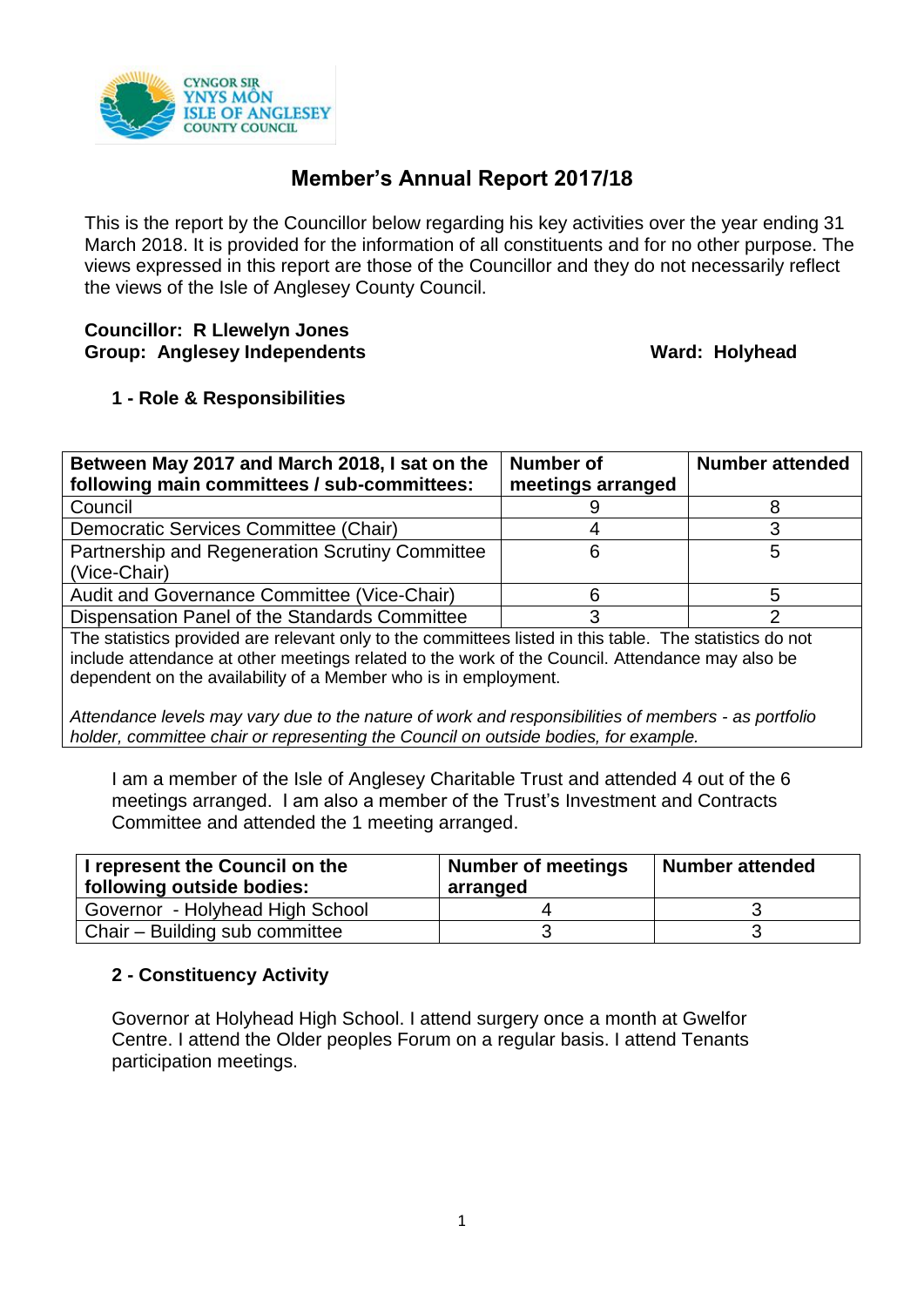# Member's Annual Report 2017/18

This is the report by the Councillor below regarding his key activities over the year ending 31 March 2018. It is provided for the information of all constituents and for no other purpose. The views expressed in this report are those of the Councillor and they do not necessarily reflect the views of the Isle of Anglesey County Council.

**Councillor: R Llewelyn Jones**
**Group: Anglesey Independents** **Ward: Holyhead**

## 1 - Role & Responsibilities

| Between May 2017 and March 2018, I sat on the following main committees / sub-committees: | Number of meetings arranged | Number attended |
|---|---|---|
| Council | 9 | 8 |
| Democratic Services Committee (Chair) | 4 | 3 |
| Partnership and Regeneration Scrutiny Committee (Vice-Chair) | 6 | 5 |
| Audit and Governance Committee (Vice-Chair) | 6 | 5 |
| Dispensation Panel of the Standards Committee | 3 | 2 |

The statistics provided are relevant only to the committees listed in this table. The statistics do not include attendance at other meetings related to the work of the Council. Attendance may also be dependent on the availability of a Member who is in employment.

*Attendance levels may vary due to the nature of work and responsibilities of members - as portfolio holder, committee chair or representing the Council on outside bodies, for example.*

I am a member of the Isle of Anglesey Charitable Trust and attended 4 out of the 6 meetings arranged. I am also a member of the Trust's Investment and Contracts Committee and attended the 1 meeting arranged.

| I represent the Council on the following outside bodies: | Number of meetings arranged | Number attended |
|---|---|---|
| Governor - Holyhead High School | 4 | 3 |
| Chair – Building sub committee | 3 | 3 |

## 2 - Constituency Activity

Governor at Holyhead High School. I attend surgery once a month at Gwelfor Centre. I attend the Older peoples Forum on a regular basis. I attend Tenants participation meetings.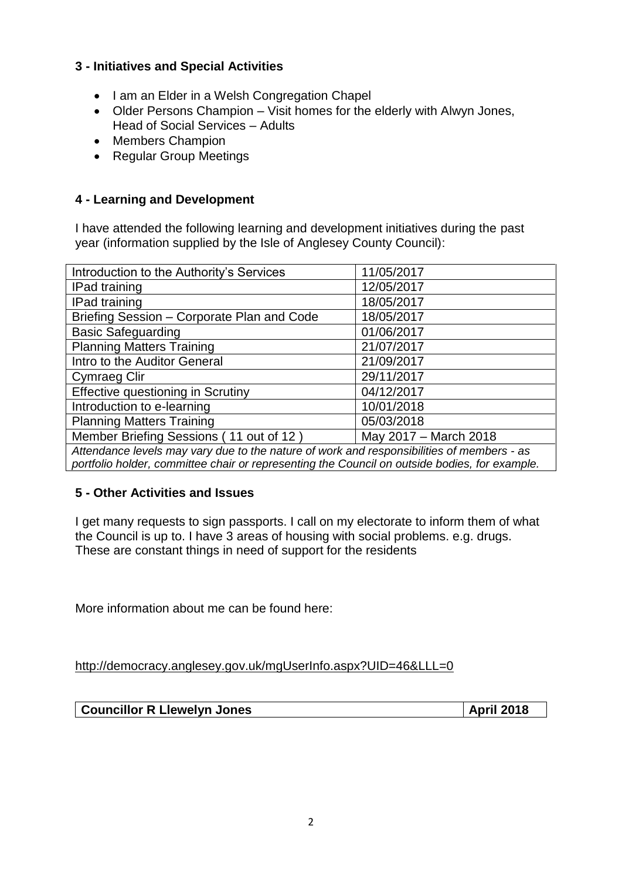## 3 - Initiatives and Special Activities

- I am an Elder in a Welsh Congregation Chapel
- Older Persons Champion – Visit homes for the elderly with Alwyn Jones, Head of Social Services – Adults
- Members Champion
- Regular Group Meetings

## 4 - Learning and Development

I have attended the following learning and development initiatives during the past year (information supplied by the Isle of Anglesey County Council):

| | |
|---|---|
| Introduction to the Authority's Services | 11/05/2017 |
| IPad training | 12/05/2017 |
| IPad training | 18/05/2017 |
| Briefing Session – Corporate Plan and Code | 18/05/2017 |
| Basic Safeguarding | 01/06/2017 |
| Planning Matters Training | 21/07/2017 |
| Intro to the Auditor General | 21/09/2017 |
| Cymraeg Clir | 29/11/2017 |
| Effective questioning in Scrutiny | 04/12/2017 |
| Introduction to e-learning | 10/01/2018 |
| Planning Matters Training | 05/03/2018 |
| Member Briefing Sessions ( 11 out of 12 ) | May 2017 – March 2018 |
| *Attendance levels may vary due to the nature of work and responsibilities of members - as portfolio holder, committee chair or representing the Council on outside bodies, for example.* | |

## 5 - Other Activities and Issues

I get many requests to sign passports. I call on my electorate to inform them of what the Council is up to. I have 3 areas of housing with social problems. e.g. drugs. These are constant things in need of support for the residents

More information about me can be found here:

http://democracy.anglesey.gov.uk/mgUserInfo.aspx?UID=46&LLL=0

| | |
|---|---|
| **Councillor R Llewelyn Jones** | **April 2018** |